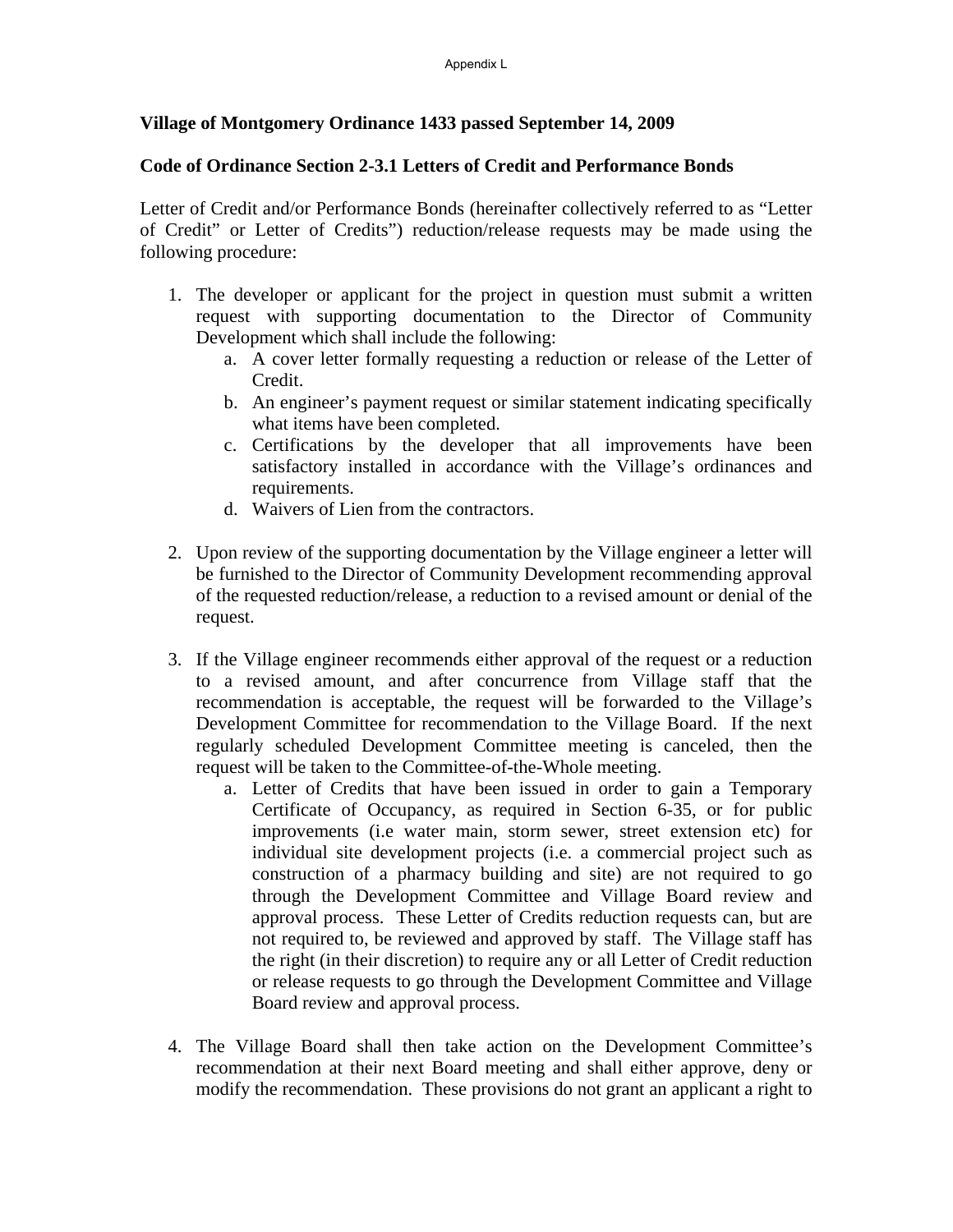**Village of Montgomery Ordinance 1433 passed September 14, 2009**

**Code of Ordinance Section 2-3.1 Letters of Credit and Performance Bonds**

Letter of Credit and/or Performance Bonds (hereinafter collectively referred to as "Letter of Credit" or Letter of Credits") reduction/release requests may be made using the following procedure:

1. The developer or applicant for the project in question must submit a written request with supporting documentation to the Director of Community Development which shall include the following:
   a. A cover letter formally requesting a reduction or release of the Letter of Credit.
   b. An engineer's payment request or similar statement indicating specifically what items have been completed.
   c. Certifications by the developer that all improvements have been satisfactory installed in accordance with the Village's ordinances and requirements.
   d. Waivers of Lien from the contractors.

2. Upon review of the supporting documentation by the Village engineer a letter will be furnished to the Director of Community Development recommending approval of the requested reduction/release, a reduction to a revised amount or denial of the request.

3. If the Village engineer recommends either approval of the request or a reduction to a revised amount, and after concurrence from Village staff that the recommendation is acceptable, the request will be forwarded to the Village's Development Committee for recommendation to the Village Board. If the next regularly scheduled Development Committee meeting is canceled, then the request will be taken to the Committee-of-the-Whole meeting.
   a. Letter of Credits that have been issued in order to gain a Temporary Certificate of Occupancy, as required in Section 6-35, or for public improvements (i.e water main, storm sewer, street extension etc) for individual site development projects (i.e. a commercial project such as construction of a pharmacy building and site) are not required to go through the Development Committee and Village Board review and approval process. These Letter of Credits reduction requests can, but are not required to, be reviewed and approved by staff. The Village staff has the right (in their discretion) to require any or all Letter of Credit reduction or release requests to go through the Development Committee and Village Board review and approval process.

4. The Village Board shall then take action on the Development Committee's recommendation at their next Board meeting and shall either approve, deny or modify the recommendation. These provisions do not grant an applicant a right to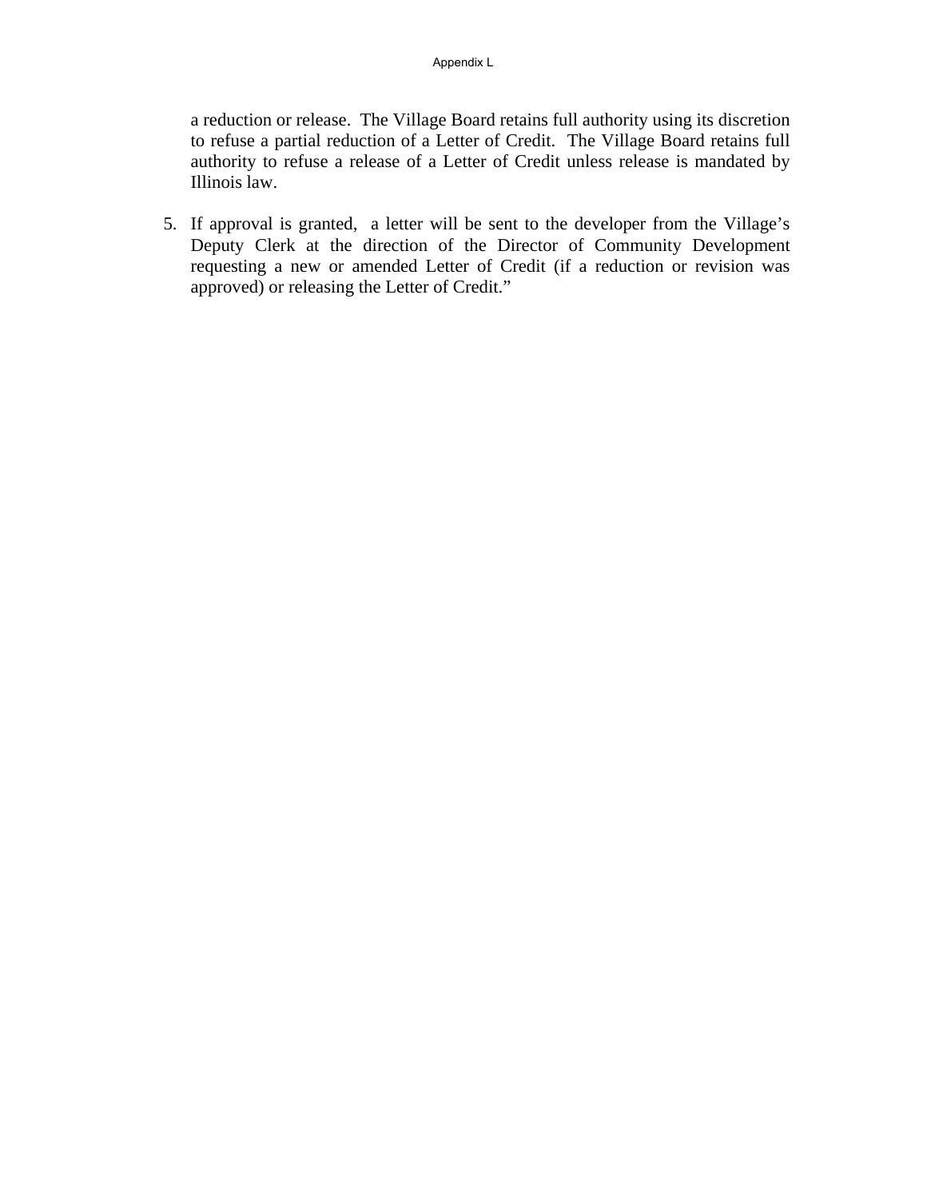a reduction or release. The Village Board retains full authority using its discretion to refuse a partial reduction of a Letter of Credit. The Village Board retains full authority to refuse a release of a Letter of Credit unless release is mandated by Illinois law.

5. If approval is granted, a letter will be sent to the developer from the Village's Deputy Clerk at the direction of the Director of Community Development requesting a new or amended Letter of Credit (if a reduction or revision was approved) or releasing the Letter of Credit."